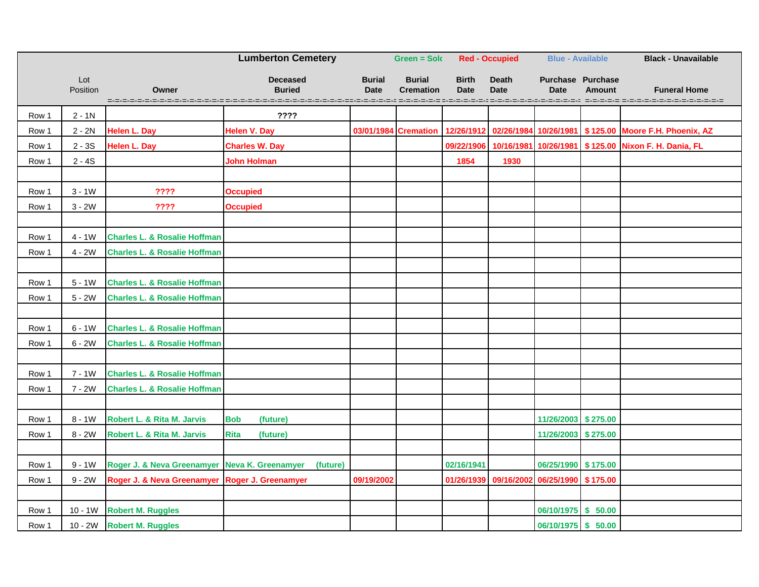| | Lot Position | Owner | Deceased Buried | Burial Date | Burial Cremation | Birth Date | Death Date | Purchase Date | Purchase Amount | Funeral Home |
|---|---|---|---|---|---|---|---|---|---|---|
| | | | **Lumberton Cemetery** | | Green = Solc | Red - Occupied | | Blue - Available | | Black - Unavailable |
| Row 1 | 2 - 1N | | **????** | | | | | | | |
| Row 1 | 2 - 2N | **Helen L. Day** | **Helen V. Day** | **03/01/1984** | **Cremation** | **12/26/1912** | **02/26/1984** | **10/26/1981** | **$ 125.00** | **Moore F.H. Phoenix, AZ** |
| Row 1 | 2 - 3S | **Helen L. Day** | **Charles W. Day** | | | **09/22/1906** | **10/16/1981** | **10/26/1981** | **$ 125.00** | **Nixon F. H. Dania, FL** |
| Row 1 | 2 - 4S | | **John Holman** | | | **1854** | **1930** | | | |
| | | | | | | | | | | |
| Row 1 | 3 - 1W | **????** | **Occupied** | | | | | | | |
| Row 1 | 3 - 2W | **????** | **Occupied** | | | | | | | |
| | | | | | | | | | | |
| Row 1 | 4 - 1W | **Charles L. & Rosalie Hoffman** | | | | | | | | |
| Row 1 | 4 - 2W | **Charles L. & Rosalie Hoffman** | | | | | | | | |
| | | | | | | | | | | |
| Row 1 | 5 - 1W | **Charles L. & Rosalie Hoffman** | | | | | | | | |
| Row 1 | 5 - 2W | **Charles L. & Rosalie Hoffman** | | | | | | | | |
| | | | | | | | | | | |
| Row 1 | 6 - 1W | **Charles L. & Rosalie Hoffman** | | | | | | | | |
| Row 1 | 6 - 2W | **Charles L. & Rosalie Hoffman** | | | | | | | | |
| | | | | | | | | | | |
| Row 1 | 7 - 1W | **Charles L. & Rosalie Hoffman** | | | | | | | | |
| Row 1 | 7 - 2W | **Charles L. & Rosalie Hoffman** | | | | | | | | |
| | | | | | | | | | | |
| Row 1 | 8 - 1W | **Robert L. & Rita M. Jarvis** | **Bob (future)** | | | | | **11/26/2003** | **$ 275.00** | |
| Row 1 | 8 - 2W | **Robert L. & Rita M. Jarvis** | **Rita (future)** | | | | | **11/26/2003** | **$ 275.00** | |
| | | | | | | | | | | |
| Row 1 | 9 - 1W | **Roger J. & Neva Greenamyer** | **Neva K. Greenamyer (future)** | | | **02/16/1941** | | **06/25/1990** | **$ 175.00** | |
| Row 1 | 9 - 2W | **Roger J. & Neva Greenamyer** | **Roger J. Greenamyer** | **09/19/2002** | | **01/26/1939** | **09/16/2002** | **06/25/1990** | **$ 175.00** | |
| | | | | | | | | | | |
| Row 1 | 10 - 1W | **Robert M. Ruggles** | | | | | | **06/10/1975** | **$ 50.00** | |
| Row 1 | 10 - 2W | **Robert M. Ruggles** | | | | | | **06/10/1975** | **$ 50.00** | |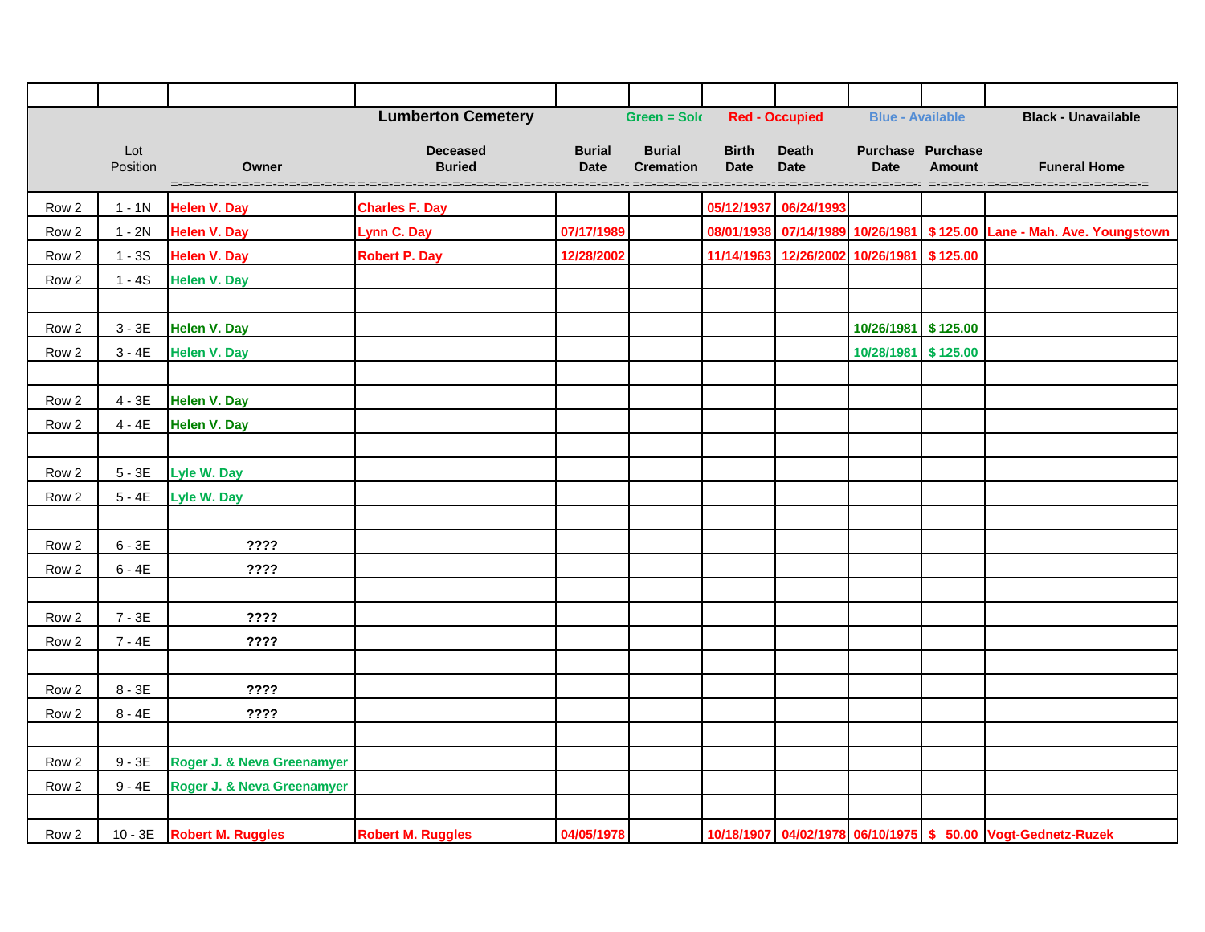| | Lot Position | Owner | Deceased Buried | Burial Date | Burial Cremation | Birth Date | Death Date | Purchase Date | Purchase Amount | Funeral Home |
|---|---|---|---|---|---|---|---|---|---|---|
| | | | **Lumberton Cemetery** | | Green = Sold | Red - Occupied | | Blue - Available | | Black - Unavailable |
| Row 2 | 1 - 1N | Helen V. Day | Charles F. Day | | | 05/12/1937 | 06/24/1993 | | | |
| Row 2 | 1 - 2N | Helen V. Day | Lynn C. Day | 07/17/1989 | | 08/01/1938 | 07/14/1989 | 10/26/1981 | $ 125.00 | Lane - Mah. Ave. Youngstown |
| Row 2 | 1 - 3S | Helen V. Day | Robert P. Day | 12/28/2002 | | 11/14/1963 | 12/26/2002 | 10/26/1981 | $ 125.00 | |
| Row 2 | 1 - 4S | Helen V. Day | | | | | | | | |
| | | | | | | | | | | |
| Row 2 | 3 - 3E | Helen V. Day | | | | | | 10/26/1981 | $ 125.00 | |
| Row 2 | 3 - 4E | Helen V. Day | | | | | | 10/28/1981 | $ 125.00 | |
| | | | | | | | | | | |
| Row 2 | 4 - 3E | Helen V. Day | | | | | | | | |
| Row 2 | 4 - 4E | Helen V. Day | | | | | | | | |
| | | | | | | | | | | |
| Row 2 | 5 - 3E | Lyle W. Day | | | | | | | | |
| Row 2 | 5 - 4E | Lyle W. Day | | | | | | | | |
| | | | | | | | | | | |
| Row 2 | 6 - 3E | ???? | | | | | | | | |
| Row 2 | 6 - 4E | ???? | | | | | | | | |
| | | | | | | | | | | |
| Row 2 | 7 - 3E | ???? | | | | | | | | |
| Row 2 | 7 - 4E | ???? | | | | | | | | |
| | | | | | | | | | | |
| Row 2 | 8 - 3E | ???? | | | | | | | | |
| Row 2 | 8 - 4E | ???? | | | | | | | | |
| | | | | | | | | | | |
| Row 2 | 9 - 3E | Roger J. & Neva Greenamyer | | | | | | | | |
| Row 2 | 9 - 4E | Roger J. & Neva Greenamyer | | | | | | | | |
| | | | | | | | | | | |
| Row 2 | 10 - 3E | Robert M. Ruggles | Robert M. Ruggles | 04/05/1978 | | 10/18/1907 | 04/02/1978 | 06/10/1975 | $ 50.00 | Vogt-Gednetz-Ruzek |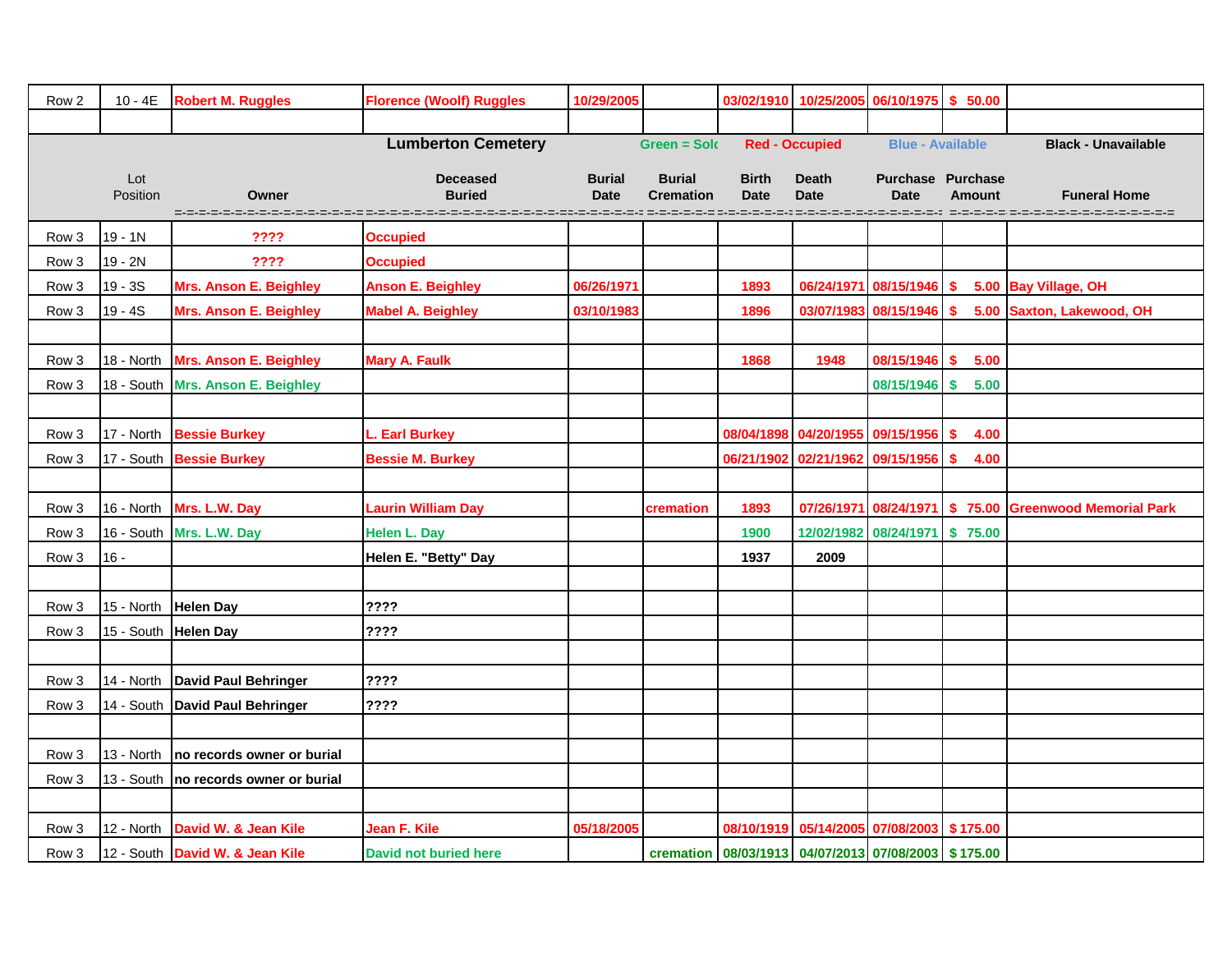| Row 2 | 10 - 4E | Robert M. Ruggles | Florence (Woolf) Ruggles | 10/29/2005 | | 03/02/1910 | 10/25/2005 | 06/10/1975 | $ 50.00 | |
|---|---|---|---|---|---|---|---|---|---|---|
| | | | | | | | | | | |

**Lumberton Cemetery** — Green = Sold | Red - Occupied | Blue - Available | Black - Unavailable

| | Lot Position | Owner | Deceased Buried | Burial Date | Burial Cremation | Birth Date | Death Date | Purchase Date | Purchase Amount | Funeral Home |
|---|---|---|---|---|---|---|---|---|---|---|
| Row 3 | 19 - 1N | ???? | Occupied | | | | | | | |
| Row 3 | 19 - 2N | ???? | Occupied | | | | | | | |
| Row 3 | 19 - 3S | Mrs. Anson E. Beighley | Anson E. Beighley | 06/26/1971 | | 1893 | 06/24/1971 | 08/15/1946 | $ 5.00 | Bay Village, OH |
| Row 3 | 19 - 4S | Mrs. Anson E. Beighley | Mabel A. Beighley | 03/10/1983 | | 1896 | 03/07/1983 | 08/15/1946 | $ 5.00 | Saxton, Lakewood, OH |
| | | | | | | | | | | |
| Row 3 | 18 - North | Mrs. Anson E. Beighley | Mary A. Faulk | | | 1868 | 1948 | 08/15/1946 | $ 5.00 | |
| Row 3 | 18 - South | Mrs. Anson E. Beighley | | | | | | 08/15/1946 | $ 5.00 | |
| | | | | | | | | | | |
| Row 3 | 17 - North | Bessie Burkey | L. Earl Burkey | | | 08/04/1898 | 04/20/1955 | 09/15/1956 | $ 4.00 | |
| Row 3 | 17 - South | Bessie Burkey | Bessie M. Burkey | | | 06/21/1902 | 02/21/1962 | 09/15/1956 | $ 4.00 | |
| | | | | | | | | | | |
| Row 3 | 16 - North | Mrs. L.W. Day | Laurin William Day | | cremation | 1893 | 07/26/1971 | 08/24/1971 | $ 75.00 | Greenwood Memorial Park |
| Row 3 | 16 - South | Mrs. L.W. Day | Helen L. Day | | | 1900 | 12/02/1982 | 08/24/1971 | $ 75.00 | |
| Row 3 | 16 - | | Helen E. "Betty" Day | | | 1937 | 2009 | | | |
| | | | | | | | | | | |
| Row 3 | 15 - North | Helen Day | ???? | | | | | | | |
| Row 3 | 15 - South | Helen Day | ???? | | | | | | | |
| | | | | | | | | | | |
| Row 3 | 14 - North | David Paul Behringer | ???? | | | | | | | |
| Row 3 | 14 - South | David Paul Behringer | ???? | | | | | | | |
| | | | | | | | | | | |
| Row 3 | 13 - North | no records owner or burial | | | | | | | | |
| Row 3 | 13 - South | no records owner or burial | | | | | | | | |
| | | | | | | | | | | |
| Row 3 | 12 - North | David W. & Jean Kile | Jean F. Kile | 05/18/2005 | | 08/10/1919 | 05/14/2005 | 07/08/2003 | $ 175.00 | |
| Row 3 | 12 - South | David W. & Jean Kile | David not buried here | | cremation | 08/03/1913 | 04/07/2013 | 07/08/2003 | $ 175.00 | |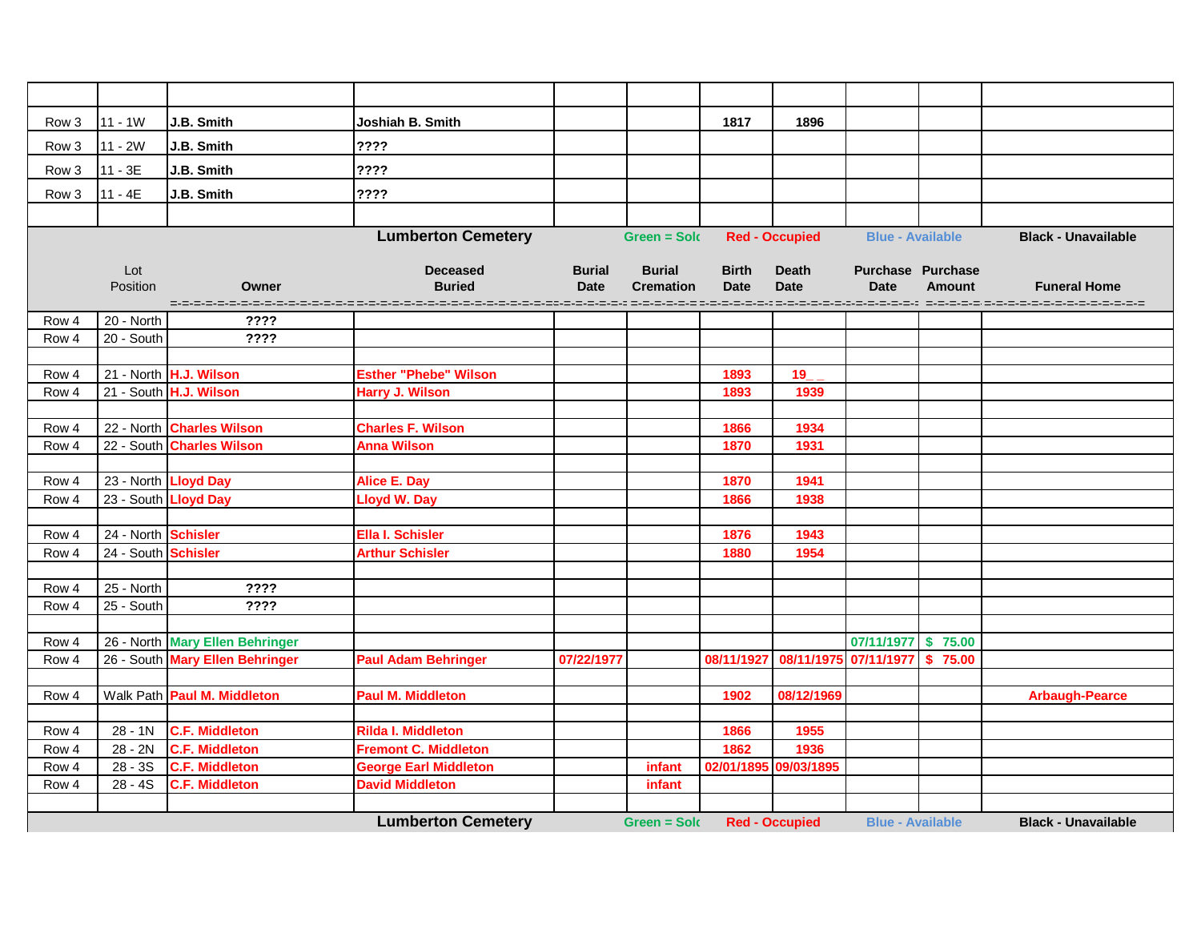| | | | | | | | | | | |
|---|---|---|---|---|---|---|---|---|---|---|
| Row 3 | 11 - 1W | J.B. Smith | Joshiah B. Smith | | | 1817 | 1896 | | | |
| Row 3 | 11 - 2W | J.B. Smith | ???? | | | | | | | |
| Row 3 | 11 - 3E | J.B. Smith | ???? | | | | | | | |
| Row 3 | 11 - 4E | J.B. Smith | ???? | | | | | | | |

| | **Lumberton Cemetery** | | | | | | | | | |
|---|---|---|---|---|---|---|---|---|---|---|
| | | | | | Green = Sold | Red - Occupied | | Blue - Available | | Black - Unavailable |
| | Lot Position | Owner | Deceased Buried | Burial Date | Burial Cremation | Birth Date | Death Date | Purchase Date | Purchase Amount | Funeral Home |
| Row 4 | 20 - North | ???? | | | | | | | | |
| Row 4 | 20 - South | ???? | | | | | | | | |
| | | | | | | | | | | |
| Row 4 | 21 - North | H.J. Wilson | Esther "Phebe" Wilson | | | 1893 | 19_ _ | | | |
| Row 4 | 21 - South | H.J. Wilson | Harry J. Wilson | | | 1893 | 1939 | | | |
| | | | | | | | | | | |
| Row 4 | 22 - North | Charles Wilson | Charles F. Wilson | | | 1866 | 1934 | | | |
| Row 4 | 22 - South | Charles Wilson | Anna Wilson | | | 1870 | 1931 | | | |
| | | | | | | | | | | |
| Row 4 | 23 - North | Lloyd Day | Alice E. Day | | | 1870 | 1941 | | | |
| Row 4 | 23 - South | Lloyd Day | Lloyd W. Day | | | 1866 | 1938 | | | |
| | | | | | | | | | | |
| Row 4 | 24 - North | Schisler | Ella I. Schisler | | | 1876 | 1943 | | | |
| Row 4 | 24 - South | Schisler | Arthur Schisler | | | 1880 | 1954 | | | |
| | | | | | | | | | | |
| Row 4 | 25 - North | ???? | | | | | | | | |
| Row 4 | 25 - South | ???? | | | | | | | | |
| | | | | | | | | | | |
| Row 4 | 26 - North | Mary Ellen Behringer | | | | | | 07/11/1977 | $ 75.00 | |
| Row 4 | 26 - South | Mary Ellen Behringer | Paul Adam Behringer | 07/22/1977 | | 08/11/1927 | 08/11/1975 | 07/11/1977 | $ 75.00 | |
| | | | | | | | | | | |
| Row 4 | Walk Path | Paul M. Middleton | Paul M. Middleton | | | 1902 | 08/12/1969 | | | Arbaugh-Pearce |
| | | | | | | | | | | |
| Row 4 | 28 - 1N | C.F. Middleton | Rilda I. Middleton | | | 1866 | 1955 | | | |
| Row 4 | 28 - 2N | C.F. Middleton | Fremont C. Middleton | | | 1862 | 1936 | | | |
| Row 4 | 28 - 3S | C.F. Middleton | George Earl Middleton | | infant | 02/01/1895 | 09/03/1895 | | | |
| Row 4 | 28 - 4S | C.F. Middleton | David Middleton | | infant | | | | | |

| | **Lumberton Cemetery** | Green = Sold | Red - Occupied | Blue - Available | Black - Unavailable |
|---|---|---|---|---|---|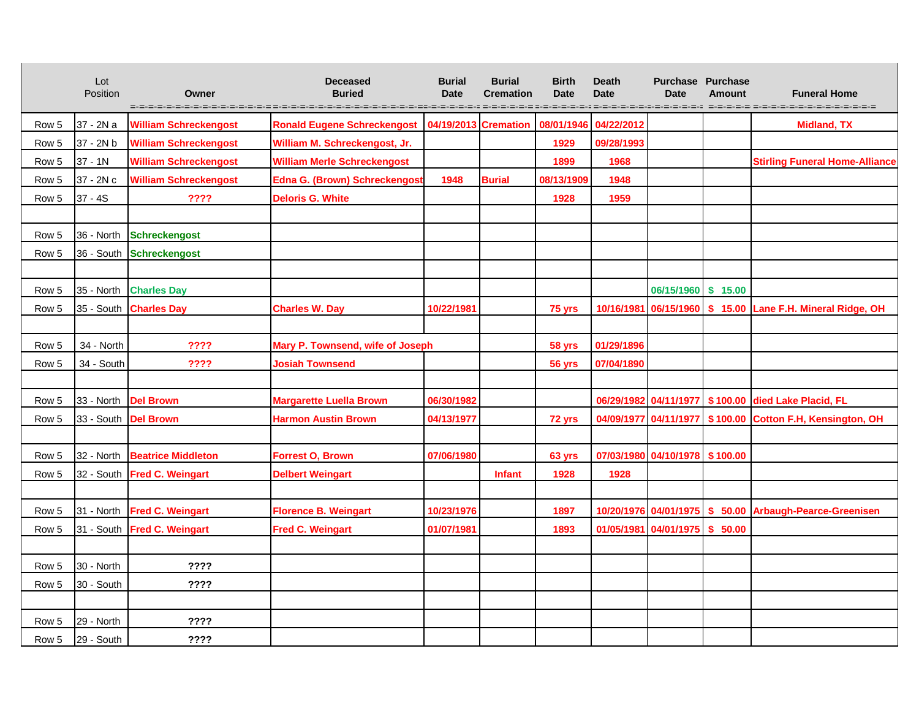| | Lot Position | Owner | Deceased Buried | Burial Date | Burial Cremation | Birth Date | Death Date | Purchase Date | Purchase Amount | Funeral Home |
|---|---|---|---|---|---|---|---|---|---|---|
| Row 5 | 37 - 2N a | William Schreckengost | Ronald Eugene Schreckengost | 04/19/2013 | Cremation | 08/01/1946 | 04/22/2012 | | | Midland, TX |
| Row 5 | 37 - 2N b | William Schreckengost | William M. Schreckengost, Jr. | | | 1929 | 09/28/1993 | | | |
| Row 5 | 37 - 1N | William Schreckengost | William Merle Schreckengost | | | 1899 | 1968 | | | Stirling Funeral Home-Alliance |
| Row 5 | 37 - 2N c | William Schreckengost | Edna G. (Brown) Schreckengost | 1948 | Burial | 08/13/1909 | 1948 | | | |
| Row 5 | 37 - 4S | ???? | Deloris G. White | | | 1928 | 1959 | | | |
| | | | | | | | | | | |
| Row 5 | 36 - North | Schreckengost | | | | | | | | |
| Row 5 | 36 - South | Schreckengost | | | | | | | | |
| | | | | | | | | | | |
| Row 5 | 35 - North | Charles Day | | | | | | 06/15/1960 | $ 15.00 | |
| Row 5 | 35 - South | Charles Day | Charles W. Day | 10/22/1981 | | 75 yrs | 10/16/1981 | 06/15/1960 | $ 15.00 | Lane F.H. Mineral Ridge, OH |
| | | | | | | | | | | |
| Row 5 | 34 - North | ???? | Mary P. Townsend, wife of Joseph | | | 58 yrs | 01/29/1896 | | | |
| Row 5 | 34 - South | ???? | Josiah Townsend | | | 56 yrs | 07/04/1890 | | | |
| | | | | | | | | | | |
| Row 5 | 33 - North | Del Brown | Margarette Luella Brown | 06/30/1982 | | | 06/29/1982 | 04/11/1977 | $ 100.00 | died Lake Placid, FL |
| Row 5 | 33 - South | Del Brown | Harmon Austin Brown | 04/13/1977 | | 72 yrs | 04/09/1977 | 04/11/1977 | $ 100.00 | Cotton F.H, Kensington, OH |
| | | | | | | | | | | |
| Row 5 | 32 - North | Beatrice Middleton | Forrest O, Brown | 07/06/1980 | | 63 yrs | 07/03/1980 | 04/10/1978 | $ 100.00 | |
| Row 5 | 32 - South | Fred C. Weingart | Delbert Weingart | | Infant | 1928 | 1928 | | | |
| | | | | | | | | | | |
| Row 5 | 31 - North | Fred C. Weingart | Florence B. Weingart | 10/23/1976 | | 1897 | 10/20/1976 | 04/01/1975 | $ 50.00 | Arbaugh-Pearce-Greenisen |
| Row 5 | 31 - South | Fred C. Weingart | Fred C. Weingart | 01/07/1981 | | 1893 | 01/05/1981 | 04/01/1975 | $ 50.00 | |
| | | | | | | | | | | |
| Row 5 | 30 - North | ???? | | | | | | | | |
| Row 5 | 30 - South | ???? | | | | | | | | |
| | | | | | | | | | | |
| Row 5 | 29 - North | ???? | | | | | | | | |
| Row 5 | 29 - South | ???? | | | | | | | | |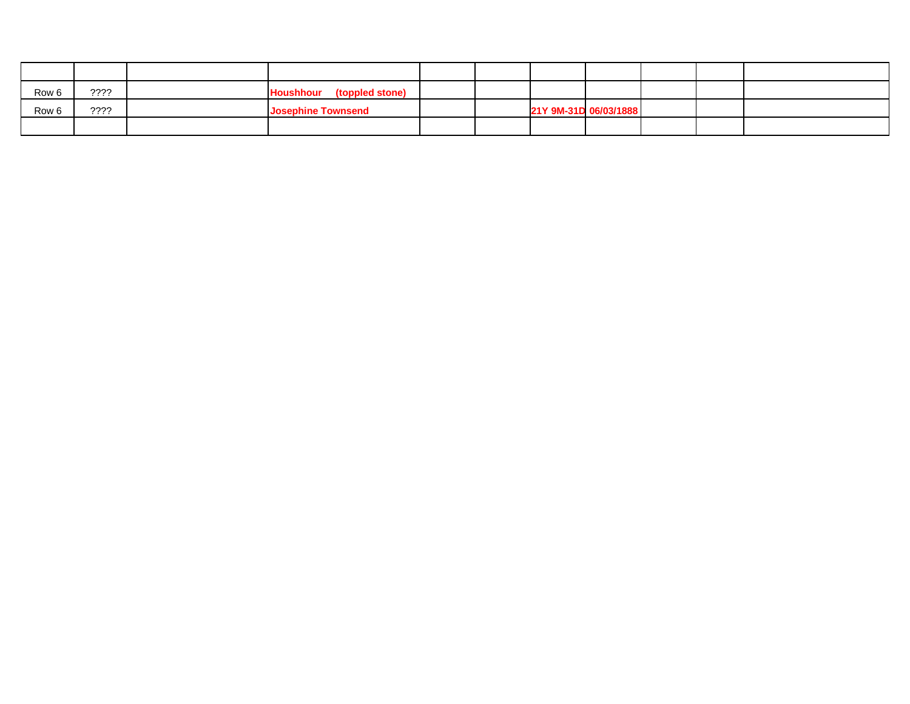| | | | | | | | | | | |
|---|---|---|---|---|---|---|---|---|---|---|
| Row 6 | ???? | | **Houshhour (toppled stone)** | | | | | | | |
| Row 6 | ???? | | **Josephine Townsend** | | | **21Y 9M-31D** | **06/03/1888** | | | |
| | | | | | | | | | | |